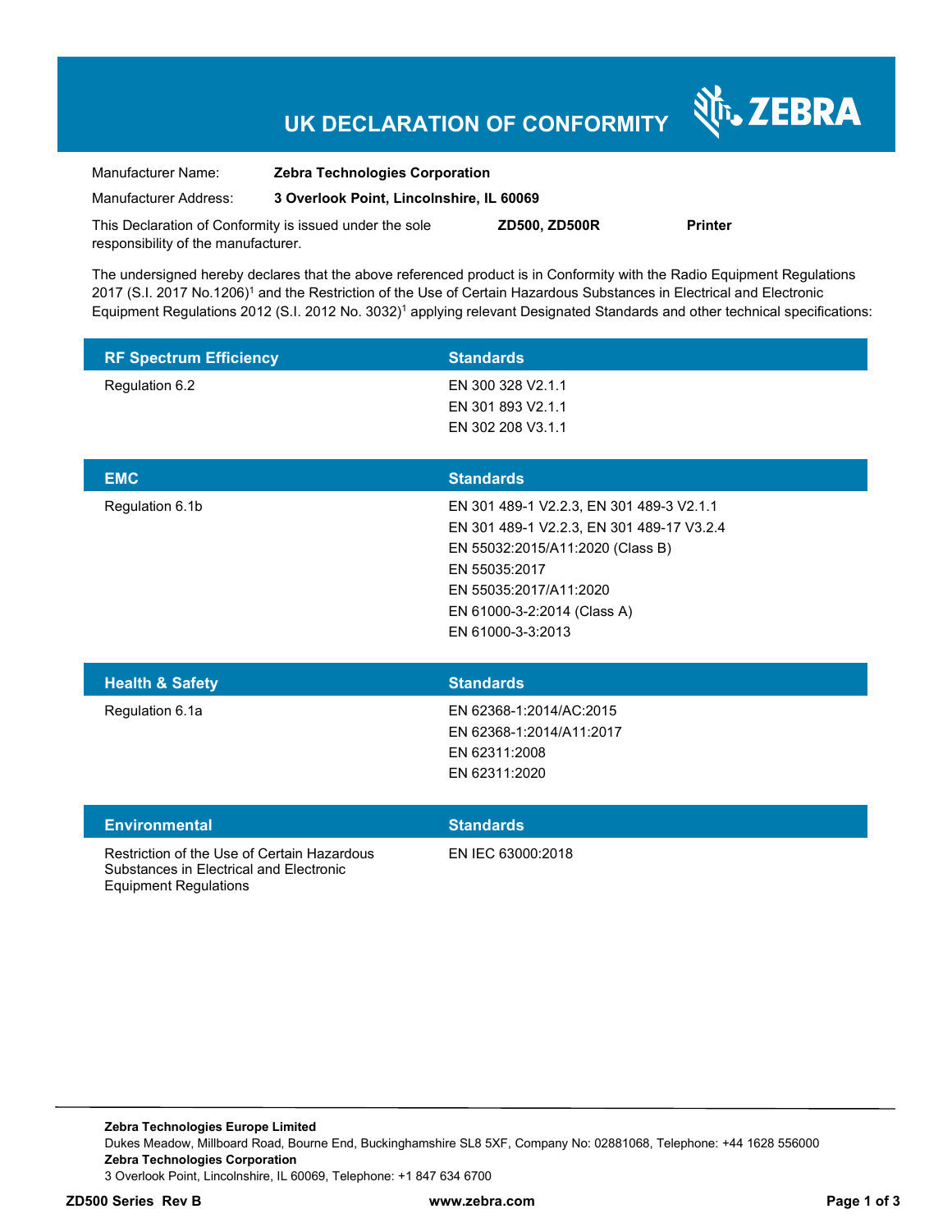# UK DECLARATION OF CONFORMITY

| | |
|---|---|
| Manufacturer Name: | **Zebra Technologies Corporation** |
| Manufacturer Address: | **3 Overlook Point, Lincolnshire, IL 60069** |

This Declaration of Conformity is issued under the sole responsibility of the manufacturer. **ZD500, ZD500R** **Printer**

The undersigned hereby declares that the above referenced product is in Conformity with the Radio Equipment Regulations 2017 (S.I. 2017 No.1206)[1] and the Restriction of the Use of Certain Hazardous Substances in Electrical and Electronic Equipment Regulations 2012 (S.I. 2012 No. 3032)[1] applying relevant Designated Standards and other technical specifications:

| RF Spectrum Efficiency | Standards |
|---|---|
| Regulation 6.2 | EN 300 328 V2.1.1<br>EN 301 893 V2.1.1<br>EN 302 208 V3.1.1 |

| EMC | Standards |
|---|---|
| Regulation 6.1b | EN 301 489-1 V2.2.3, EN 301 489-3 V2.1.1<br>EN 301 489-1 V2.2.3, EN 301 489-17 V3.2.4<br>EN 55032:2015/A11:2020 (Class B)<br>EN 55035:2017<br>EN 55035:2017/A11:2020<br>EN 61000-3-2:2014 (Class A)<br>EN 61000-3-3:2013 |

| Health & Safety | Standards |
|---|---|
| Regulation 6.1a | EN 62368-1:2014/AC:2015<br>EN 62368-1:2014/A11:2017<br>EN 62311:2008<br>EN 62311:2020 |

| Environmental | Standards |
|---|---|
| Restriction of the Use of Certain Hazardous Substances in Electrical and Electronic Equipment Regulations | EN IEC 63000:2018 |

**Zebra Technologies Europe Limited**
Dukes Meadow, Millboard Road, Bourne End, Buckinghamshire SL8 5XF, Company No: 02881068, Telephone: +44 1628 556000
**Zebra Technologies Corporation**
3 Overlook Point, Lincolnshire, IL 60069, Telephone: +1 847 634 6700

**ZD500 Series Rev B** **www.zebra.com**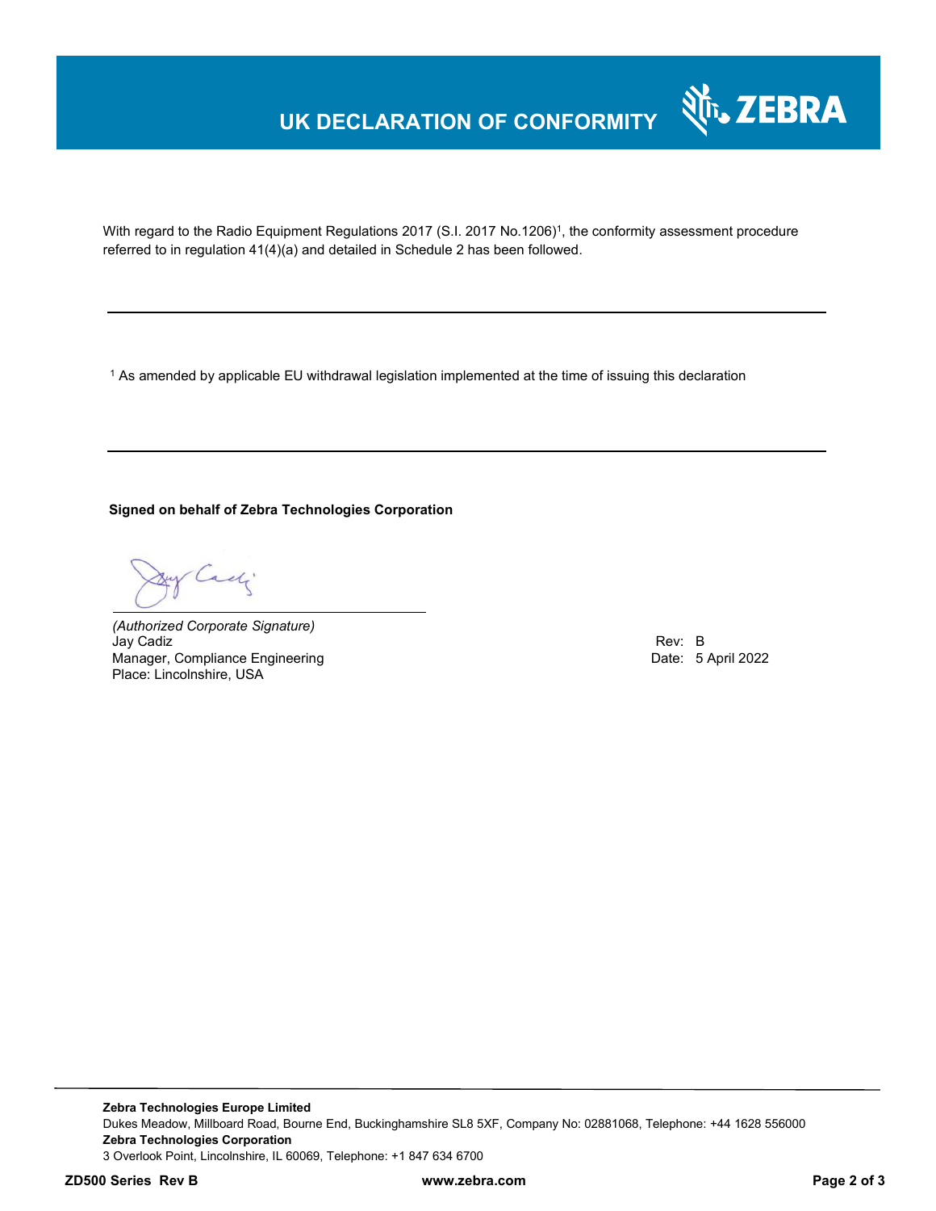# UK DECLARATION OF CONFORMITY

With regard to the Radio Equipment Regulations 2017 (S.I. 2017 No.1206)[1], the conformity assessment procedure referred to in regulation 41(4)(a) and detailed in Schedule 2 has been followed.

---

[1] As amended by applicable EU withdrawal legislation implemented at the time of issuing this declaration

---

**Signed on behalf of Zebra Technologies Corporation**

*(Authorized Corporate Signature)*
Jay Cadiz
Manager, Compliance Engineering
Place: Lincolnshire, USA

Rev: B
Date: 5 April 2022

**Zebra Technologies Europe Limited**
Dukes Meadow, Millboard Road, Bourne End, Buckinghamshire SL8 5XF, Company No: 02881068, Telephone: +44 1628 556000
**Zebra Technologies Corporation**
3 Overlook Point, Lincolnshire, IL 60069, Telephone: +1 847 634 6700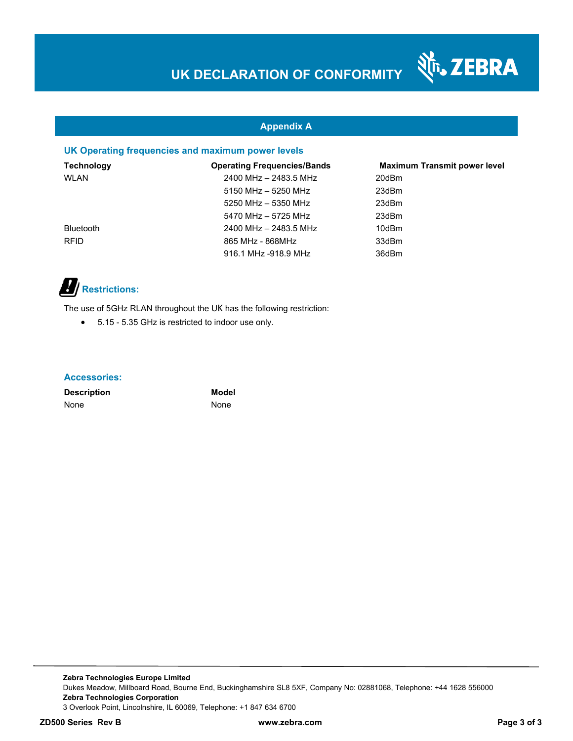# UK DECLARATION OF CONFORMITY

## Appendix A

### UK Operating frequencies and maximum power levels

| Technology | Operating Frequencies/Bands | Maximum Transmit power level |
|---|---|---|
| WLAN | 2400 MHz – 2483.5 MHz | 20dBm |
| | 5150 MHz – 5250 MHz | 23dBm |
| | 5250 MHz – 5350 MHz | 23dBm |
| | 5470 MHz – 5725 MHz | 23dBm |
| Bluetooth | 2400 MHz – 2483.5 MHz | 10dBm |
| RFID | 865 MHz - 868MHz | 33dBm |
| | 916.1 MHz -918.9 MHz | 36dBm |

### Restrictions:

The use of 5GHz RLAN throughout the UK has the following restriction:

- 5.15 - 5.35 GHz is restricted to indoor use only.

### Accessories:

| Description | Model |
|---|---|
| None | None |

**Zebra Technologies Europe Limited**
Dukes Meadow, Millboard Road, Bourne End, Buckinghamshire SL8 5XF, Company No: 02881068, Telephone: +44 1628 556000
**Zebra Technologies Corporation**
3 Overlook Point, Lincolnshire, IL 60069, Telephone: +1 847 634 6700

**ZD500 Series Rev B** **www.zebra.com**